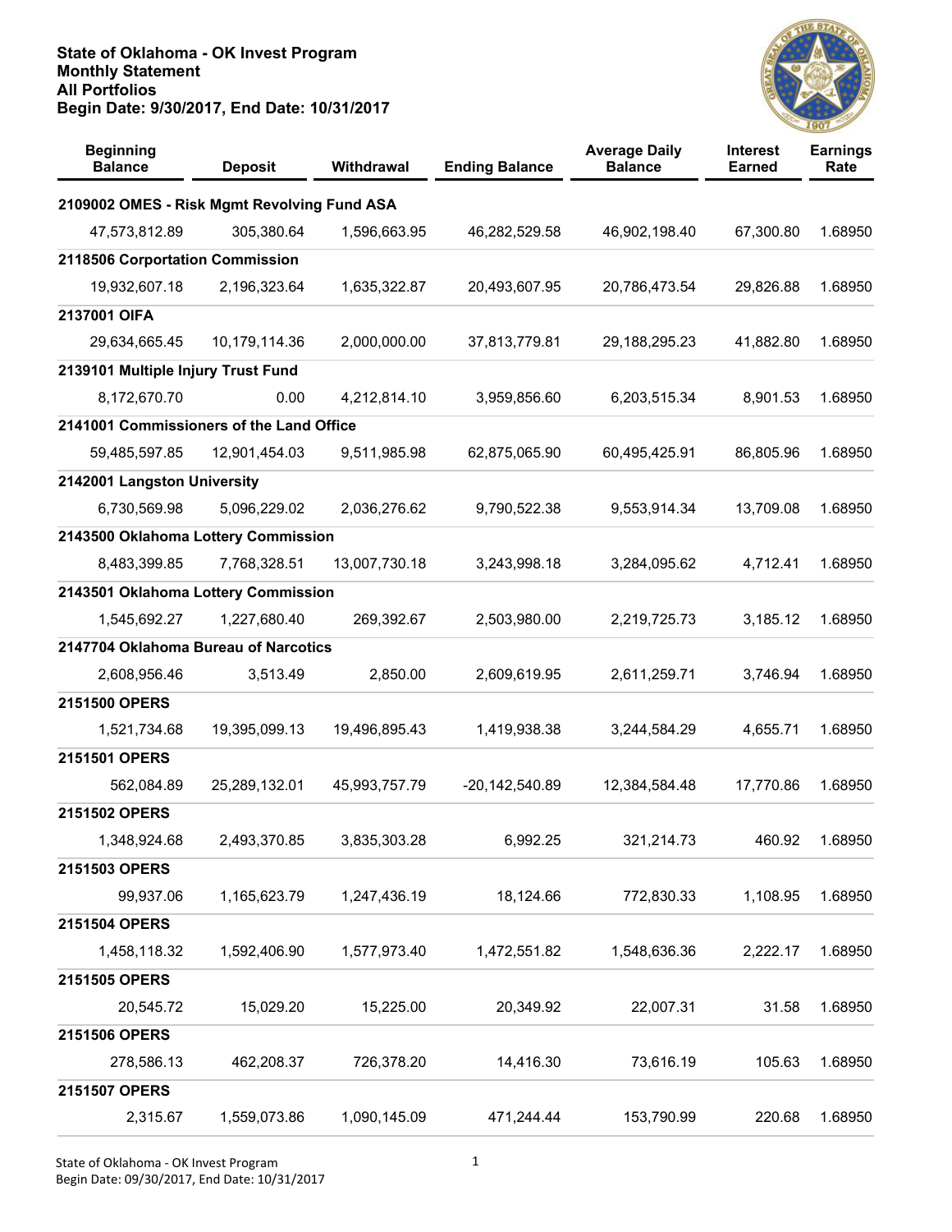# State of Oklahoma - OK Invest Program
## Monthly Statement
## All Portfolios
## Begin Date: 9/30/2017, End Date: 10/31/2017

| Beginning Balance | Deposit | Withdrawal | Ending Balance | Average Daily Balance | Interest Earned | Earnings Rate |
|---|---|---|---|---|---|---|
| **2109002 OMES - Risk Mgmt Revolving Fund ASA** | | | | | | |
| 47,573,812.89 | 305,380.64 | 1,596,663.95 | 46,282,529.58 | 46,902,198.40 | 67,300.80 | 1.68950 |
| **2118506 Corportation Commission** | | | | | | |
| 19,932,607.18 | 2,196,323.64 | 1,635,322.87 | 20,493,607.95 | 20,786,473.54 | 29,826.88 | 1.68950 |
| **2137001 OIFA** | | | | | | |
| 29,634,665.45 | 10,179,114.36 | 2,000,000.00 | 37,813,779.81 | 29,188,295.23 | 41,882.80 | 1.68950 |
| **2139101 Multiple Injury Trust Fund** | | | | | | |
| 8,172,670.70 | 0.00 | 4,212,814.10 | 3,959,856.60 | 6,203,515.34 | 8,901.53 | 1.68950 |
| **2141001 Commissioners of the Land Office** | | | | | | |
| 59,485,597.85 | 12,901,454.03 | 9,511,985.98 | 62,875,065.90 | 60,495,425.91 | 86,805.96 | 1.68950 |
| **2142001 Langston University** | | | | | | |
| 6,730,569.98 | 5,096,229.02 | 2,036,276.62 | 9,790,522.38 | 9,553,914.34 | 13,709.08 | 1.68950 |
| **2143500 Oklahoma Lottery Commission** | | | | | | |
| 8,483,399.85 | 7,768,328.51 | 13,007,730.18 | 3,243,998.18 | 3,284,095.62 | 4,712.41 | 1.68950 |
| **2143501 Oklahoma Lottery Commission** | | | | | | |
| 1,545,692.27 | 1,227,680.40 | 269,392.67 | 2,503,980.00 | 2,219,725.73 | 3,185.12 | 1.68950 |
| **2147704 Oklahoma Bureau of Narcotics** | | | | | | |
| 2,608,956.46 | 3,513.49 | 2,850.00 | 2,609,619.95 | 2,611,259.71 | 3,746.94 | 1.68950 |
| **2151500 OPERS** | | | | | | |
| 1,521,734.68 | 19,395,099.13 | 19,496,895.43 | 1,419,938.38 | 3,244,584.29 | 4,655.71 | 1.68950 |
| **2151501 OPERS** | | | | | | |
| 562,084.89 | 25,289,132.01 | 45,993,757.79 | -20,142,540.89 | 12,384,584.48 | 17,770.86 | 1.68950 |
| **2151502 OPERS** | | | | | | |
| 1,348,924.68 | 2,493,370.85 | 3,835,303.28 | 6,992.25 | 321,214.73 | 460.92 | 1.68950 |
| **2151503 OPERS** | | | | | | |
| 99,937.06 | 1,165,623.79 | 1,247,436.19 | 18,124.66 | 772,830.33 | 1,108.95 | 1.68950 |
| **2151504 OPERS** | | | | | | |
| 1,458,118.32 | 1,592,406.90 | 1,577,973.40 | 1,472,551.82 | 1,548,636.36 | 2,222.17 | 1.68950 |
| **2151505 OPERS** | | | | | | |
| 20,545.72 | 15,029.20 | 15,225.00 | 20,349.92 | 22,007.31 | 31.58 | 1.68950 |
| **2151506 OPERS** | | | | | | |
| 278,586.13 | 462,208.37 | 726,378.20 | 14,416.30 | 73,616.19 | 105.63 | 1.68950 |
| **2151507 OPERS** | | | | | | |
| 2,315.67 | 1,559,073.86 | 1,090,145.09 | 471,244.44 | 153,790.99 | 220.68 | 1.68950 |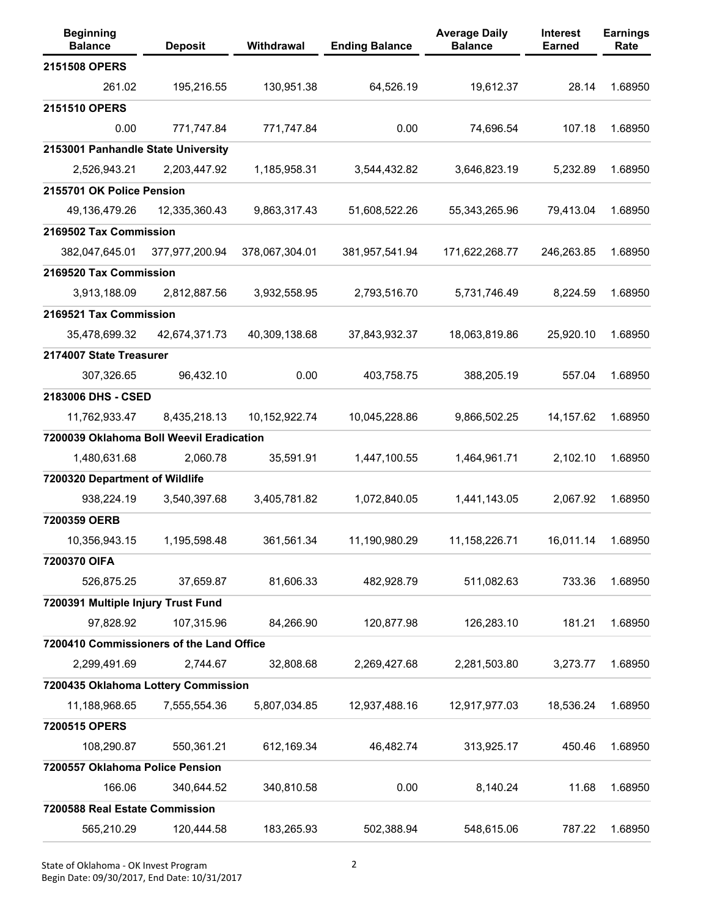| Beginning Balance | Deposit | Withdrawal | Ending Balance | Average Daily Balance | Interest Earned | Earnings Rate |
|---|---|---|---|---|---|---|
| **2151508 OPERS** | | | | | | |
| 261.02 | 195,216.55 | 130,951.38 | 64,526.19 | 19,612.37 | 28.14 | 1.68950 |
| **2151510 OPERS** | | | | | | |
| 0.00 | 771,747.84 | 771,747.84 | 0.00 | 74,696.54 | 107.18 | 1.68950 |
| **2153001 Panhandle State University** | | | | | | |
| 2,526,943.21 | 2,203,447.92 | 1,185,958.31 | 3,544,432.82 | 3,646,823.19 | 5,232.89 | 1.68950 |
| **2155701 OK Police Pension** | | | | | | |
| 49,136,479.26 | 12,335,360.43 | 9,863,317.43 | 51,608,522.26 | 55,343,265.96 | 79,413.04 | 1.68950 |
| **2169502 Tax Commission** | | | | | | |
| 382,047,645.01 | 377,977,200.94 | 378,067,304.01 | 381,957,541.94 | 171,622,268.77 | 246,263.85 | 1.68950 |
| **2169520 Tax Commission** | | | | | | |
| 3,913,188.09 | 2,812,887.56 | 3,932,558.95 | 2,793,516.70 | 5,731,746.49 | 8,224.59 | 1.68950 |
| **2169521 Tax Commission** | | | | | | |
| 35,478,699.32 | 42,674,371.73 | 40,309,138.68 | 37,843,932.37 | 18,063,819.86 | 25,920.10 | 1.68950 |
| **2174007 State Treasurer** | | | | | | |
| 307,326.65 | 96,432.10 | 0.00 | 403,758.75 | 388,205.19 | 557.04 | 1.68950 |
| **2183006 DHS - CSED** | | | | | | |
| 11,762,933.47 | 8,435,218.13 | 10,152,922.74 | 10,045,228.86 | 9,866,502.25 | 14,157.62 | 1.68950 |
| **7200039 Oklahoma Boll Weevil Eradication** | | | | | | |
| 1,480,631.68 | 2,060.78 | 35,591.91 | 1,447,100.55 | 1,464,961.71 | 2,102.10 | 1.68950 |
| **7200320 Department of Wildlife** | | | | | | |
| 938,224.19 | 3,540,397.68 | 3,405,781.82 | 1,072,840.05 | 1,441,143.05 | 2,067.92 | 1.68950 |
| **7200359 OERB** | | | | | | |
| 10,356,943.15 | 1,195,598.48 | 361,561.34 | 11,190,980.29 | 11,158,226.71 | 16,011.14 | 1.68950 |
| **7200370 OIFA** | | | | | | |
| 526,875.25 | 37,659.87 | 81,606.33 | 482,928.79 | 511,082.63 | 733.36 | 1.68950 |
| **7200391 Multiple Injury Trust Fund** | | | | | | |
| 97,828.92 | 107,315.96 | 84,266.90 | 120,877.98 | 126,283.10 | 181.21 | 1.68950 |
| **7200410 Commissioners of the Land Office** | | | | | | |
| 2,299,491.69 | 2,744.67 | 32,808.68 | 2,269,427.68 | 2,281,503.80 | 3,273.77 | 1.68950 |
| **7200435 Oklahoma Lottery Commission** | | | | | | |
| 11,188,968.65 | 7,555,554.36 | 5,807,034.85 | 12,937,488.16 | 12,917,977.03 | 18,536.24 | 1.68950 |
| **7200515 OPERS** | | | | | | |
| 108,290.87 | 550,361.21 | 612,169.34 | 46,482.74 | 313,925.17 | 450.46 | 1.68950 |
| **7200557 Oklahoma Police Pension** | | | | | | |
| 166.06 | 340,644.52 | 340,810.58 | 0.00 | 8,140.24 | 11.68 | 1.68950 |
| **7200588 Real Estate Commission** | | | | | | |
| 565,210.29 | 120,444.58 | 183,265.93 | 502,388.94 | 548,615.06 | 787.22 | 1.68950 |

State of Oklahoma - OK Invest Program
Begin Date: 09/30/2017, End Date: 10/31/2017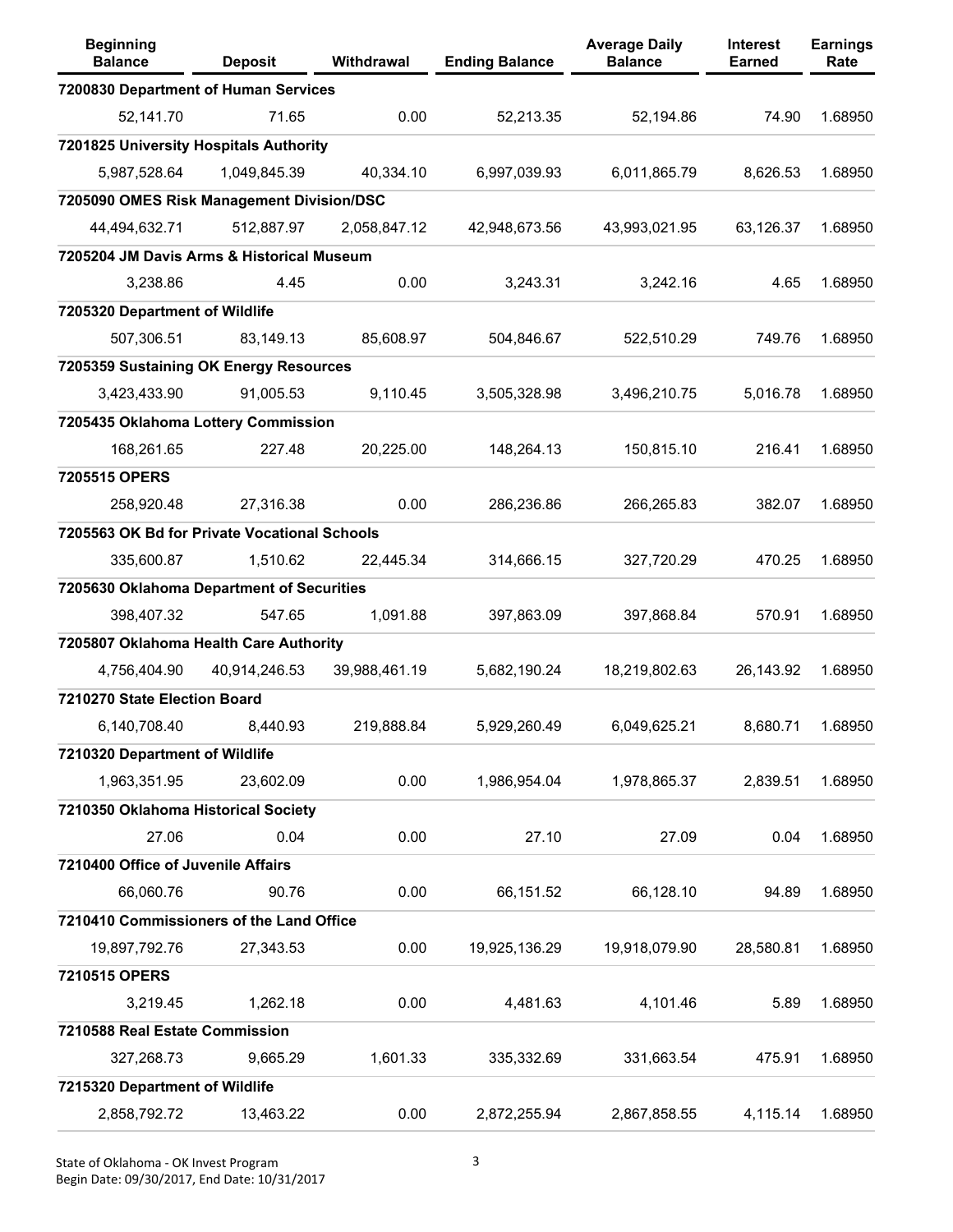| Beginning Balance | Deposit | Withdrawal | Ending Balance | Average Daily Balance | Interest Earned | Earnings Rate |
|---|---|---|---|---|---|---|
| **7200830 Department of Human Services** | | | | | | |
| 52,141.70 | 71.65 | 0.00 | 52,213.35 | 52,194.86 | 74.90 | 1.68950 |
| **7201825 University Hospitals Authority** | | | | | | |
| 5,987,528.64 | 1,049,845.39 | 40,334.10 | 6,997,039.93 | 6,011,865.79 | 8,626.53 | 1.68950 |
| **7205090 OMES Risk Management Division/DSC** | | | | | | |
| 44,494,632.71 | 512,887.97 | 2,058,847.12 | 42,948,673.56 | 43,993,021.95 | 63,126.37 | 1.68950 |
| **7205204 JM Davis Arms & Historical Museum** | | | | | | |
| 3,238.86 | 4.45 | 0.00 | 3,243.31 | 3,242.16 | 4.65 | 1.68950 |
| **7205320 Department of Wildlife** | | | | | | |
| 507,306.51 | 83,149.13 | 85,608.97 | 504,846.67 | 522,510.29 | 749.76 | 1.68950 |
| **7205359 Sustaining OK Energy Resources** | | | | | | |
| 3,423,433.90 | 91,005.53 | 9,110.45 | 3,505,328.98 | 3,496,210.75 | 5,016.78 | 1.68950 |
| **7205435 Oklahoma Lottery Commission** | | | | | | |
| 168,261.65 | 227.48 | 20,225.00 | 148,264.13 | 150,815.10 | 216.41 | 1.68950 |
| **7205515 OPERS** | | | | | | |
| 258,920.48 | 27,316.38 | 0.00 | 286,236.86 | 266,265.83 | 382.07 | 1.68950 |
| **7205563 OK Bd for Private Vocational Schools** | | | | | | |
| 335,600.87 | 1,510.62 | 22,445.34 | 314,666.15 | 327,720.29 | 470.25 | 1.68950 |
| **7205630 Oklahoma Department of Securities** | | | | | | |
| 398,407.32 | 547.65 | 1,091.88 | 397,863.09 | 397,868.84 | 570.91 | 1.68950 |
| **7205807 Oklahoma Health Care Authority** | | | | | | |
| 4,756,404.90 | 40,914,246.53 | 39,988,461.19 | 5,682,190.24 | 18,219,802.63 | 26,143.92 | 1.68950 |
| **7210270 State Election Board** | | | | | | |
| 6,140,708.40 | 8,440.93 | 219,888.84 | 5,929,260.49 | 6,049,625.21 | 8,680.71 | 1.68950 |
| **7210320 Department of Wildlife** | | | | | | |
| 1,963,351.95 | 23,602.09 | 0.00 | 1,986,954.04 | 1,978,865.37 | 2,839.51 | 1.68950 |
| **7210350 Oklahoma Historical Society** | | | | | | |
| 27.06 | 0.04 | 0.00 | 27.10 | 27.09 | 0.04 | 1.68950 |
| **7210400 Office of Juvenile Affairs** | | | | | | |
| 66,060.76 | 90.76 | 0.00 | 66,151.52 | 66,128.10 | 94.89 | 1.68950 |
| **7210410 Commissioners of the Land Office** | | | | | | |
| 19,897,792.76 | 27,343.53 | 0.00 | 19,925,136.29 | 19,918,079.90 | 28,580.81 | 1.68950 |
| **7210515 OPERS** | | | | | | |
| 3,219.45 | 1,262.18 | 0.00 | 4,481.63 | 4,101.46 | 5.89 | 1.68950 |
| **7210588 Real Estate Commission** | | | | | | |
| 327,268.73 | 9,665.29 | 1,601.33 | 335,332.69 | 331,663.54 | 475.91 | 1.68950 |
| **7215320 Department of Wildlife** | | | | | | |
| 2,858,792.72 | 13,463.22 | 0.00 | 2,872,255.94 | 2,867,858.55 | 4,115.14 | 1.68950 |

State of Oklahoma - OK Invest Program
Begin Date: 09/30/2017, End Date: 10/31/2017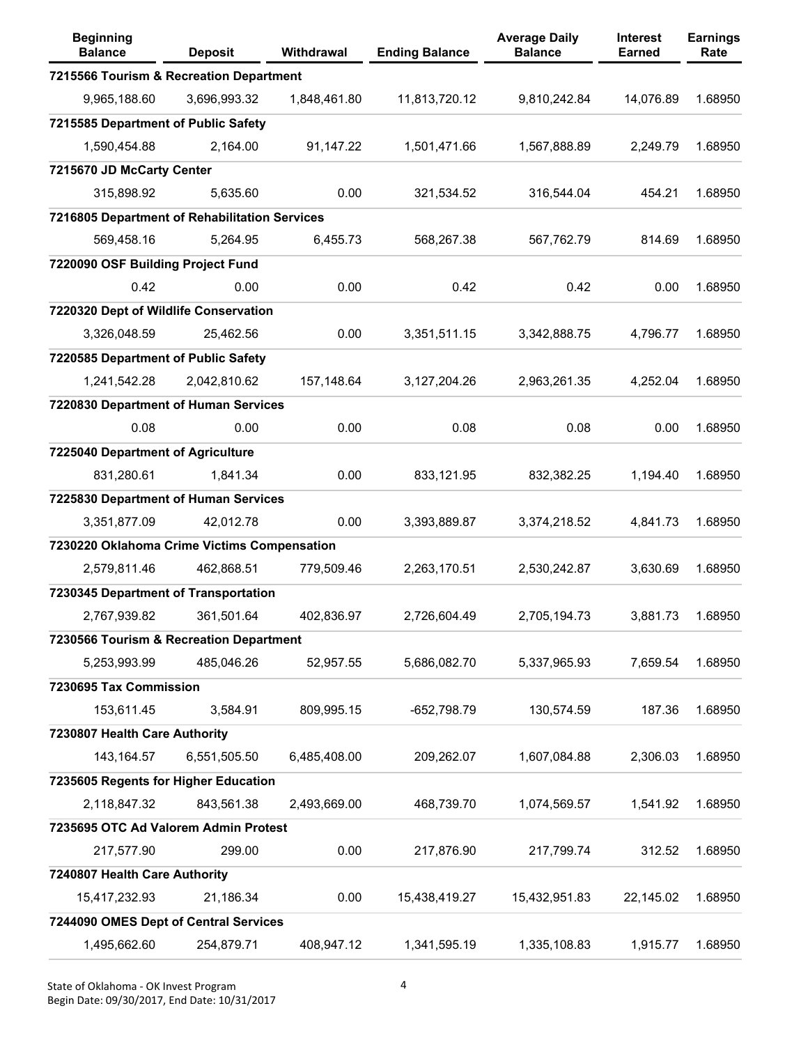| Beginning Balance | Deposit | Withdrawal | Ending Balance | Average Daily Balance | Interest Earned | Earnings Rate |
|---|---|---|---|---|---|---|
| **7215566 Tourism & Recreation Department** | | | | | | |
| 9,965,188.60 | 3,696,993.32 | 1,848,461.80 | 11,813,720.12 | 9,810,242.84 | 14,076.89 | 1.68950 |
| **7215585 Department of Public Safety** | | | | | | |
| 1,590,454.88 | 2,164.00 | 91,147.22 | 1,501,471.66 | 1,567,888.89 | 2,249.79 | 1.68950 |
| **7215670 JD McCarty Center** | | | | | | |
| 315,898.92 | 5,635.60 | 0.00 | 321,534.52 | 316,544.04 | 454.21 | 1.68950 |
| **7216805 Department of Rehabilitation Services** | | | | | | |
| 569,458.16 | 5,264.95 | 6,455.73 | 568,267.38 | 567,762.79 | 814.69 | 1.68950 |
| **7220090 OSF Building Project Fund** | | | | | | |
| 0.42 | 0.00 | 0.00 | 0.42 | 0.42 | 0.00 | 1.68950 |
| **7220320 Dept of Wildlife Conservation** | | | | | | |
| 3,326,048.59 | 25,462.56 | 0.00 | 3,351,511.15 | 3,342,888.75 | 4,796.77 | 1.68950 |
| **7220585 Department of Public Safety** | | | | | | |
| 1,241,542.28 | 2,042,810.62 | 157,148.64 | 3,127,204.26 | 2,963,261.35 | 4,252.04 | 1.68950 |
| **7220830 Department of Human Services** | | | | | | |
| 0.08 | 0.00 | 0.00 | 0.08 | 0.08 | 0.00 | 1.68950 |
| **7225040 Department of Agriculture** | | | | | | |
| 831,280.61 | 1,841.34 | 0.00 | 833,121.95 | 832,382.25 | 1,194.40 | 1.68950 |
| **7225830 Department of Human Services** | | | | | | |
| 3,351,877.09 | 42,012.78 | 0.00 | 3,393,889.87 | 3,374,218.52 | 4,841.73 | 1.68950 |
| **7230220 Oklahoma Crime Victims Compensation** | | | | | | |
| 2,579,811.46 | 462,868.51 | 779,509.46 | 2,263,170.51 | 2,530,242.87 | 3,630.69 | 1.68950 |
| **7230345 Department of Transportation** | | | | | | |
| 2,767,939.82 | 361,501.64 | 402,836.97 | 2,726,604.49 | 2,705,194.73 | 3,881.73 | 1.68950 |
| **7230566 Tourism & Recreation Department** | | | | | | |
| 5,253,993.99 | 485,046.26 | 52,957.55 | 5,686,082.70 | 5,337,965.93 | 7,659.54 | 1.68950 |
| **7230695 Tax Commission** | | | | | | |
| 153,611.45 | 3,584.91 | 809,995.15 | -652,798.79 | 130,574.59 | 187.36 | 1.68950 |
| **7230807 Health Care Authority** | | | | | | |
| 143,164.57 | 6,551,505.50 | 6,485,408.00 | 209,262.07 | 1,607,084.88 | 2,306.03 | 1.68950 |
| **7235605 Regents for Higher Education** | | | | | | |
| 2,118,847.32 | 843,561.38 | 2,493,669.00 | 468,739.70 | 1,074,569.57 | 1,541.92 | 1.68950 |
| **7235695 OTC Ad Valorem Admin Protest** | | | | | | |
| 217,577.90 | 299.00 | 0.00 | 217,876.90 | 217,799.74 | 312.52 | 1.68950 |
| **7240807 Health Care Authority** | | | | | | |
| 15,417,232.93 | 21,186.34 | 0.00 | 15,438,419.27 | 15,432,951.83 | 22,145.02 | 1.68950 |
| **7244090 OMES Dept of Central Services** | | | | | | |
| 1,495,662.60 | 254,879.71 | 408,947.12 | 1,341,595.19 | 1,335,108.83 | 1,915.77 | 1.68950 |

State of Oklahoma - OK Invest Program
Begin Date: 09/30/2017, End Date: 10/31/2017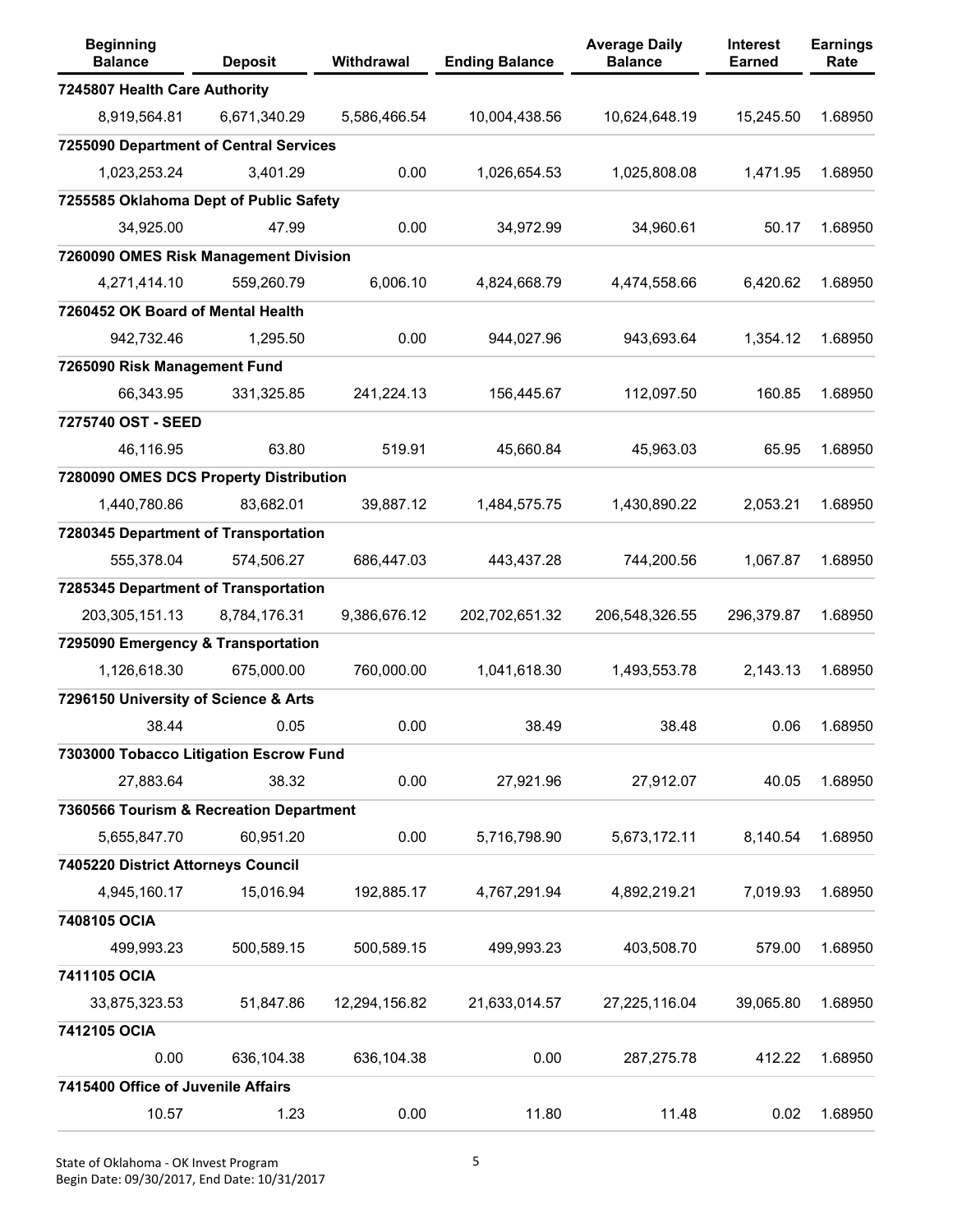| Beginning Balance | Deposit | Withdrawal | Ending Balance | Average Daily Balance | Interest Earned | Earnings Rate |
|---|---|---|---|---|---|---|
| **7245807 Health Care Authority** | | | | | | |
| 8,919,564.81 | 6,671,340.29 | 5,586,466.54 | 10,004,438.56 | 10,624,648.19 | 15,245.50 | 1.68950 |
| **7255090 Department of Central Services** | | | | | | |
| 1,023,253.24 | 3,401.29 | 0.00 | 1,026,654.53 | 1,025,808.08 | 1,471.95 | 1.68950 |
| **7255585 Oklahoma Dept of Public Safety** | | | | | | |
| 34,925.00 | 47.99 | 0.00 | 34,972.99 | 34,960.61 | 50.17 | 1.68950 |
| **7260090 OMES Risk Management Division** | | | | | | |
| 4,271,414.10 | 559,260.79 | 6,006.10 | 4,824,668.79 | 4,474,558.66 | 6,420.62 | 1.68950 |
| **7260452 OK Board of Mental Health** | | | | | | |
| 942,732.46 | 1,295.50 | 0.00 | 944,027.96 | 943,693.64 | 1,354.12 | 1.68950 |
| **7265090 Risk Management Fund** | | | | | | |
| 66,343.95 | 331,325.85 | 241,224.13 | 156,445.67 | 112,097.50 | 160.85 | 1.68950 |
| **7275740 OST - SEED** | | | | | | |
| 46,116.95 | 63.80 | 519.91 | 45,660.84 | 45,963.03 | 65.95 | 1.68950 |
| **7280090 OMES DCS Property Distribution** | | | | | | |
| 1,440,780.86 | 83,682.01 | 39,887.12 | 1,484,575.75 | 1,430,890.22 | 2,053.21 | 1.68950 |
| **7280345 Department of Transportation** | | | | | | |
| 555,378.04 | 574,506.27 | 686,447.03 | 443,437.28 | 744,200.56 | 1,067.87 | 1.68950 |
| **7285345 Department of Transportation** | | | | | | |
| 203,305,151.13 | 8,784,176.31 | 9,386,676.12 | 202,702,651.32 | 206,548,326.55 | 296,379.87 | 1.68950 |
| **7295090 Emergency & Transportation** | | | | | | |
| 1,126,618.30 | 675,000.00 | 760,000.00 | 1,041,618.30 | 1,493,553.78 | 2,143.13 | 1.68950 |
| **7296150 University of Science & Arts** | | | | | | |
| 38.44 | 0.05 | 0.00 | 38.49 | 38.48 | 0.06 | 1.68950 |
| **7303000 Tobacco Litigation Escrow Fund** | | | | | | |
| 27,883.64 | 38.32 | 0.00 | 27,921.96 | 27,912.07 | 40.05 | 1.68950 |
| **7360566 Tourism & Recreation Department** | | | | | | |
| 5,655,847.70 | 60,951.20 | 0.00 | 5,716,798.90 | 5,673,172.11 | 8,140.54 | 1.68950 |
| **7405220 District Attorneys Council** | | | | | | |
| 4,945,160.17 | 15,016.94 | 192,885.17 | 4,767,291.94 | 4,892,219.21 | 7,019.93 | 1.68950 |
| **7408105 OCIA** | | | | | | |
| 499,993.23 | 500,589.15 | 500,589.15 | 499,993.23 | 403,508.70 | 579.00 | 1.68950 |
| **7411105 OCIA** | | | | | | |
| 33,875,323.53 | 51,847.86 | 12,294,156.82 | 21,633,014.57 | 27,225,116.04 | 39,065.80 | 1.68950 |
| **7412105 OCIA** | | | | | | |
| 0.00 | 636,104.38 | 636,104.38 | 0.00 | 287,275.78 | 412.22 | 1.68950 |
| **7415400 Office of Juvenile Affairs** | | | | | | |
| 10.57 | 1.23 | 0.00 | 11.80 | 11.48 | 0.02 | 1.68950 |

State of Oklahoma - OK Invest Program
Begin Date: 09/30/2017, End Date: 10/31/2017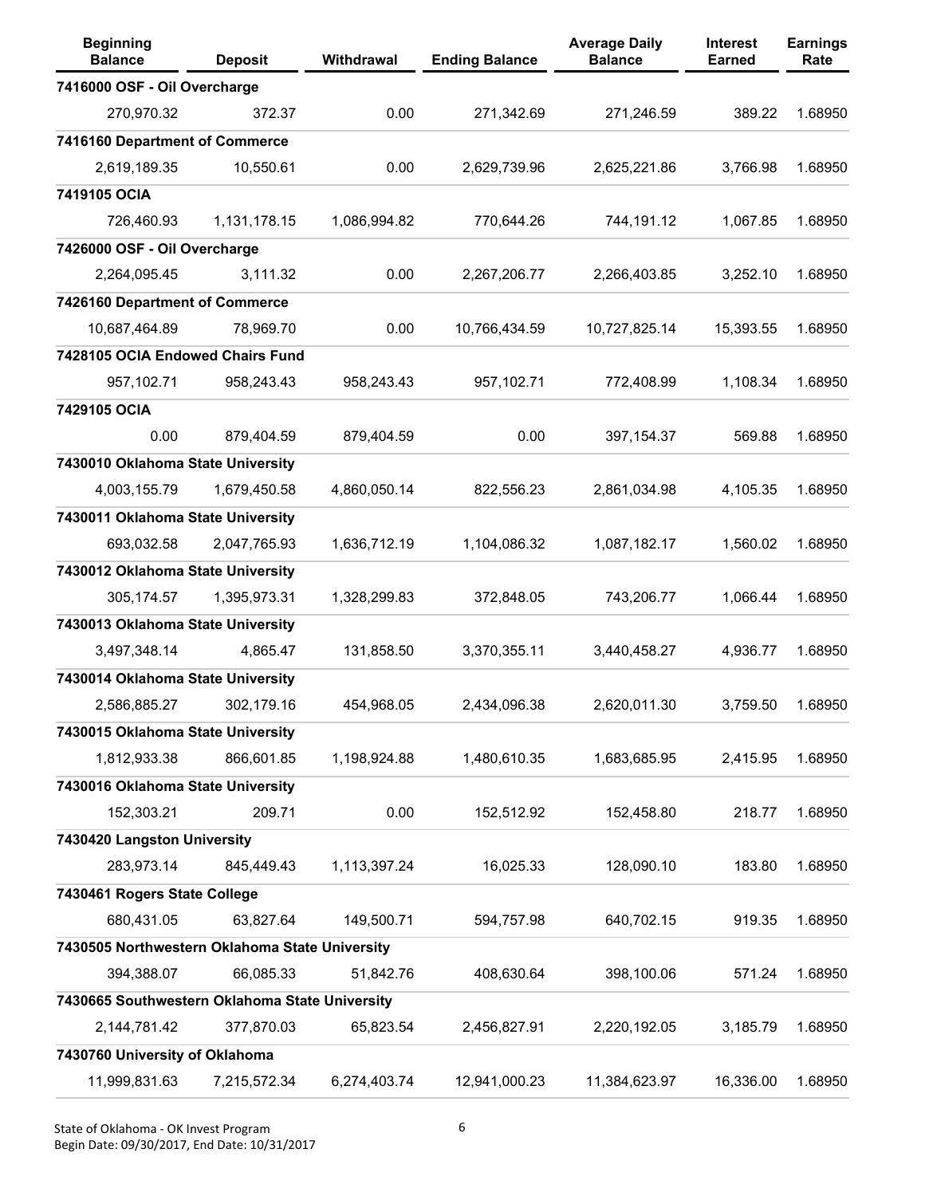| Beginning Balance | Deposit | Withdrawal | Ending Balance | Average Daily Balance | Interest Earned | Earnings Rate |
|---|---|---|---|---|---|---|
| **7416000 OSF - Oil Overcharge** | | | | | | |
| 270,970.32 | 372.37 | 0.00 | 271,342.69 | 271,246.59 | 389.22 | 1.68950 |
| **7416160 Department of Commerce** | | | | | | |
| 2,619,189.35 | 10,550.61 | 0.00 | 2,629,739.96 | 2,625,221.86 | 3,766.98 | 1.68950 |
| **7419105 OCIA** | | | | | | |
| 726,460.93 | 1,131,178.15 | 1,086,994.82 | 770,644.26 | 744,191.12 | 1,067.85 | 1.68950 |
| **7426000 OSF - Oil Overcharge** | | | | | | |
| 2,264,095.45 | 3,111.32 | 0.00 | 2,267,206.77 | 2,266,403.85 | 3,252.10 | 1.68950 |
| **7426160 Department of Commerce** | | | | | | |
| 10,687,464.89 | 78,969.70 | 0.00 | 10,766,434.59 | 10,727,825.14 | 15,393.55 | 1.68950 |
| **7428105 OCIA Endowed Chairs Fund** | | | | | | |
| 957,102.71 | 958,243.43 | 958,243.43 | 957,102.71 | 772,408.99 | 1,108.34 | 1.68950 |
| **7429105 OCIA** | | | | | | |
| 0.00 | 879,404.59 | 879,404.59 | 0.00 | 397,154.37 | 569.88 | 1.68950 |
| **7430010 Oklahoma State University** | | | | | | |
| 4,003,155.79 | 1,679,450.58 | 4,860,050.14 | 822,556.23 | 2,861,034.98 | 4,105.35 | 1.68950 |
| **7430011 Oklahoma State University** | | | | | | |
| 693,032.58 | 2,047,765.93 | 1,636,712.19 | 1,104,086.32 | 1,087,182.17 | 1,560.02 | 1.68950 |
| **7430012 Oklahoma State University** | | | | | | |
| 305,174.57 | 1,395,973.31 | 1,328,299.83 | 372,848.05 | 743,206.77 | 1,066.44 | 1.68950 |
| **7430013 Oklahoma State University** | | | | | | |
| 3,497,348.14 | 4,865.47 | 131,858.50 | 3,370,355.11 | 3,440,458.27 | 4,936.77 | 1.68950 |
| **7430014 Oklahoma State University** | | | | | | |
| 2,586,885.27 | 302,179.16 | 454,968.05 | 2,434,096.38 | 2,620,011.30 | 3,759.50 | 1.68950 |
| **7430015 Oklahoma State University** | | | | | | |
| 1,812,933.38 | 866,601.85 | 1,198,924.88 | 1,480,610.35 | 1,683,685.95 | 2,415.95 | 1.68950 |
| **7430016 Oklahoma State University** | | | | | | |
| 152,303.21 | 209.71 | 0.00 | 152,512.92 | 152,458.80 | 218.77 | 1.68950 |
| **7430420 Langston University** | | | | | | |
| 283,973.14 | 845,449.43 | 1,113,397.24 | 16,025.33 | 128,090.10 | 183.80 | 1.68950 |
| **7430461 Rogers State College** | | | | | | |
| 680,431.05 | 63,827.64 | 149,500.71 | 594,757.98 | 640,702.15 | 919.35 | 1.68950 |
| **7430505 Northwestern Oklahoma State University** | | | | | | |
| 394,388.07 | 66,085.33 | 51,842.76 | 408,630.64 | 398,100.06 | 571.24 | 1.68950 |
| **7430665 Southwestern Oklahoma State University** | | | | | | |
| 2,144,781.42 | 377,870.03 | 65,823.54 | 2,456,827.91 | 2,220,192.05 | 3,185.79 | 1.68950 |
| **7430760 University of Oklahoma** | | | | | | |
| 11,999,831.63 | 7,215,572.34 | 6,274,403.74 | 12,941,000.23 | 11,384,623.97 | 16,336.00 | 1.68950 |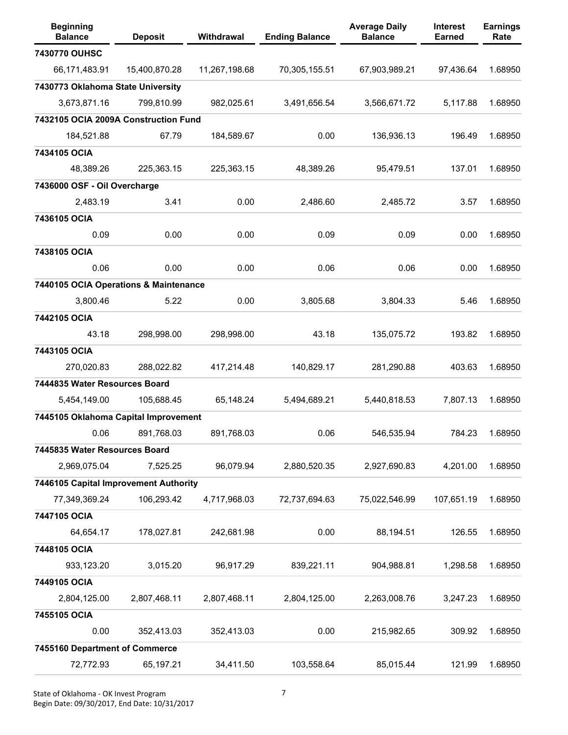| Beginning Balance | Deposit | Withdrawal | Ending Balance | Average Daily Balance | Interest Earned | Earnings Rate |
|---|---|---|---|---|---|---|
| **7430770 OUHSC** | | | | | | |
| 66,171,483.91 | 15,400,870.28 | 11,267,198.68 | 70,305,155.51 | 67,903,989.21 | 97,436.64 | 1.68950 |
| **7430773 Oklahoma State University** | | | | | | |
| 3,673,871.16 | 799,810.99 | 982,025.61 | 3,491,656.54 | 3,566,671.72 | 5,117.88 | 1.68950 |
| **7432105 OCIA 2009A Construction Fund** | | | | | | |
| 184,521.88 | 67.79 | 184,589.67 | 0.00 | 136,936.13 | 196.49 | 1.68950 |
| **7434105 OCIA** | | | | | | |
| 48,389.26 | 225,363.15 | 225,363.15 | 48,389.26 | 95,479.51 | 137.01 | 1.68950 |
| **7436000 OSF - Oil Overcharge** | | | | | | |
| 2,483.19 | 3.41 | 0.00 | 2,486.60 | 2,485.72 | 3.57 | 1.68950 |
| **7436105 OCIA** | | | | | | |
| 0.09 | 0.00 | 0.00 | 0.09 | 0.09 | 0.00 | 1.68950 |
| **7438105 OCIA** | | | | | | |
| 0.06 | 0.00 | 0.00 | 0.06 | 0.06 | 0.00 | 1.68950 |
| **7440105 OCIA Operations & Maintenance** | | | | | | |
| 3,800.46 | 5.22 | 0.00 | 3,805.68 | 3,804.33 | 5.46 | 1.68950 |
| **7442105 OCIA** | | | | | | |
| 43.18 | 298,998.00 | 298,998.00 | 43.18 | 135,075.72 | 193.82 | 1.68950 |
| **7443105 OCIA** | | | | | | |
| 270,020.83 | 288,022.82 | 417,214.48 | 140,829.17 | 281,290.88 | 403.63 | 1.68950 |
| **7444835 Water Resources Board** | | | | | | |
| 5,454,149.00 | 105,688.45 | 65,148.24 | 5,494,689.21 | 5,440,818.53 | 7,807.13 | 1.68950 |
| **7445105 Oklahoma Capital Improvement** | | | | | | |
| 0.06 | 891,768.03 | 891,768.03 | 0.06 | 546,535.94 | 784.23 | 1.68950 |
| **7445835 Water Resources Board** | | | | | | |
| 2,969,075.04 | 7,525.25 | 96,079.94 | 2,880,520.35 | 2,927,690.83 | 4,201.00 | 1.68950 |
| **7446105 Capital Improvement Authority** | | | | | | |
| 77,349,369.24 | 106,293.42 | 4,717,968.03 | 72,737,694.63 | 75,022,546.99 | 107,651.19 | 1.68950 |
| **7447105 OCIA** | | | | | | |
| 64,654.17 | 178,027.81 | 242,681.98 | 0.00 | 88,194.51 | 126.55 | 1.68950 |
| **7448105 OCIA** | | | | | | |
| 933,123.20 | 3,015.20 | 96,917.29 | 839,221.11 | 904,988.81 | 1,298.58 | 1.68950 |
| **7449105 OCIA** | | | | | | |
| 2,804,125.00 | 2,807,468.11 | 2,807,468.11 | 2,804,125.00 | 2,263,008.76 | 3,247.23 | 1.68950 |
| **7455105 OCIA** | | | | | | |
| 0.00 | 352,413.03 | 352,413.03 | 0.00 | 215,982.65 | 309.92 | 1.68950 |
| **7455160 Department of Commerce** | | | | | | |
| 72,772.93 | 65,197.21 | 34,411.50 | 103,558.64 | 85,015.44 | 121.99 | 1.68950 |

State of Oklahoma - OK Invest Program
Begin Date: 09/30/2017, End Date: 10/31/2017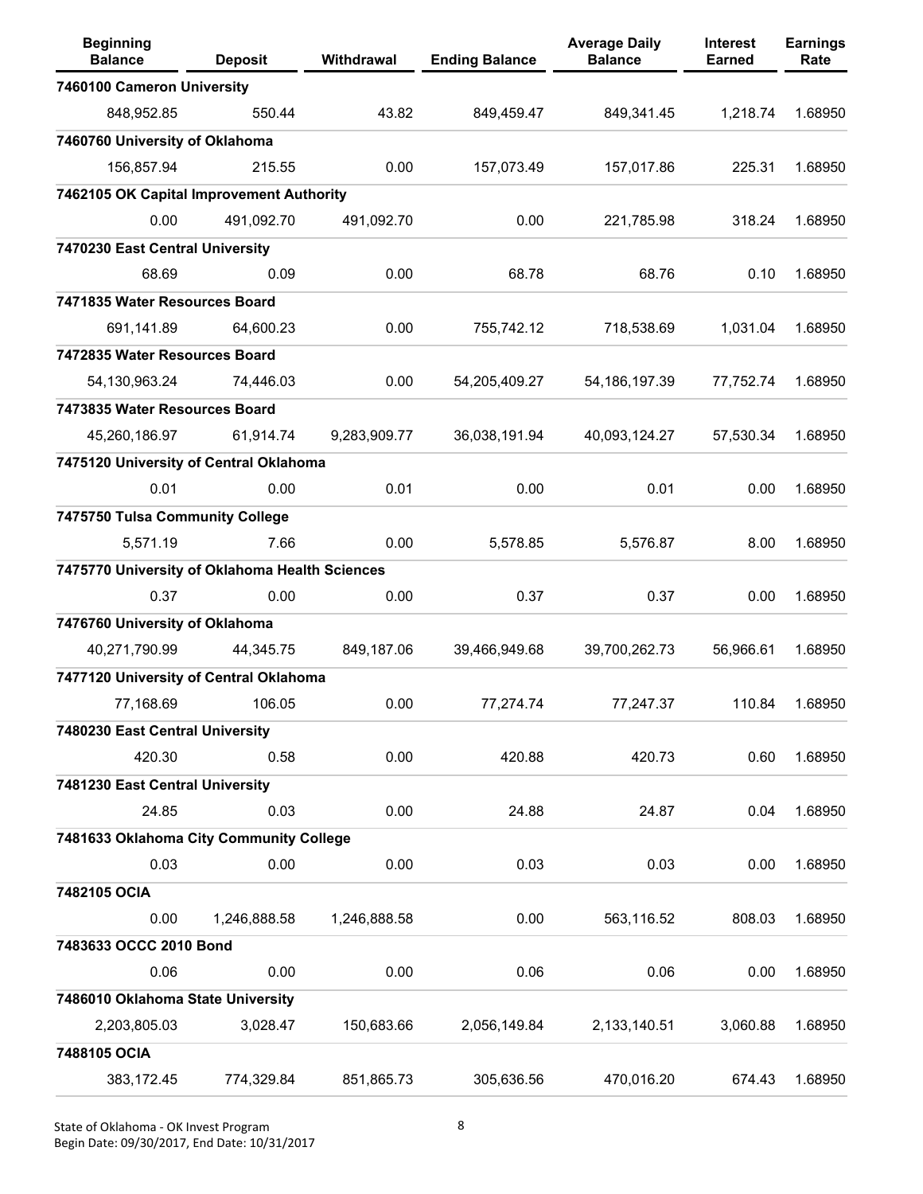| Beginning Balance | Deposit | Withdrawal | Ending Balance | Average Daily Balance | Interest Earned | Earnings Rate |
|---|---|---|---|---|---|---|
| **7460100 Cameron University** | | | | | | |
| 848,952.85 | 550.44 | 43.82 | 849,459.47 | 849,341.45 | 1,218.74 | 1.68950 |
| **7460760 University of Oklahoma** | | | | | | |
| 156,857.94 | 215.55 | 0.00 | 157,073.49 | 157,017.86 | 225.31 | 1.68950 |
| **7462105 OK Capital Improvement Authority** | | | | | | |
| 0.00 | 491,092.70 | 491,092.70 | 0.00 | 221,785.98 | 318.24 | 1.68950 |
| **7470230 East Central University** | | | | | | |
| 68.69 | 0.09 | 0.00 | 68.78 | 68.76 | 0.10 | 1.68950 |
| **7471835 Water Resources Board** | | | | | | |
| 691,141.89 | 64,600.23 | 0.00 | 755,742.12 | 718,538.69 | 1,031.04 | 1.68950 |
| **7472835 Water Resources Board** | | | | | | |
| 54,130,963.24 | 74,446.03 | 0.00 | 54,205,409.27 | 54,186,197.39 | 77,752.74 | 1.68950 |
| **7473835 Water Resources Board** | | | | | | |
| 45,260,186.97 | 61,914.74 | 9,283,909.77 | 36,038,191.94 | 40,093,124.27 | 57,530.34 | 1.68950 |
| **7475120 University of Central Oklahoma** | | | | | | |
| 0.01 | 0.00 | 0.01 | 0.00 | 0.01 | 0.00 | 1.68950 |
| **7475750 Tulsa Community College** | | | | | | |
| 5,571.19 | 7.66 | 0.00 | 5,578.85 | 5,576.87 | 8.00 | 1.68950 |
| **7475770 University of Oklahoma Health Sciences** | | | | | | |
| 0.37 | 0.00 | 0.00 | 0.37 | 0.37 | 0.00 | 1.68950 |
| **7476760 University of Oklahoma** | | | | | | |
| 40,271,790.99 | 44,345.75 | 849,187.06 | 39,466,949.68 | 39,700,262.73 | 56,966.61 | 1.68950 |
| **7477120 University of Central Oklahoma** | | | | | | |
| 77,168.69 | 106.05 | 0.00 | 77,274.74 | 77,247.37 | 110.84 | 1.68950 |
| **7480230 East Central University** | | | | | | |
| 420.30 | 0.58 | 0.00 | 420.88 | 420.73 | 0.60 | 1.68950 |
| **7481230 East Central University** | | | | | | |
| 24.85 | 0.03 | 0.00 | 24.88 | 24.87 | 0.04 | 1.68950 |
| **7481633 Oklahoma City Community College** | | | | | | |
| 0.03 | 0.00 | 0.00 | 0.03 | 0.03 | 0.00 | 1.68950 |
| **7482105 OCIA** | | | | | | |
| 0.00 | 1,246,888.58 | 1,246,888.58 | 0.00 | 563,116.52 | 808.03 | 1.68950 |
| **7483633 OCCC 2010 Bond** | | | | | | |
| 0.06 | 0.00 | 0.00 | 0.06 | 0.06 | 0.00 | 1.68950 |
| **7486010 Oklahoma State University** | | | | | | |
| 2,203,805.03 | 3,028.47 | 150,683.66 | 2,056,149.84 | 2,133,140.51 | 3,060.88 | 1.68950 |
| **7488105 OCIA** | | | | | | |
| 383,172.45 | 774,329.84 | 851,865.73 | 305,636.56 | 470,016.20 | 674.43 | 1.68950 |

State of Oklahoma - OK Invest Program
Begin Date: 09/30/2017, End Date: 10/31/2017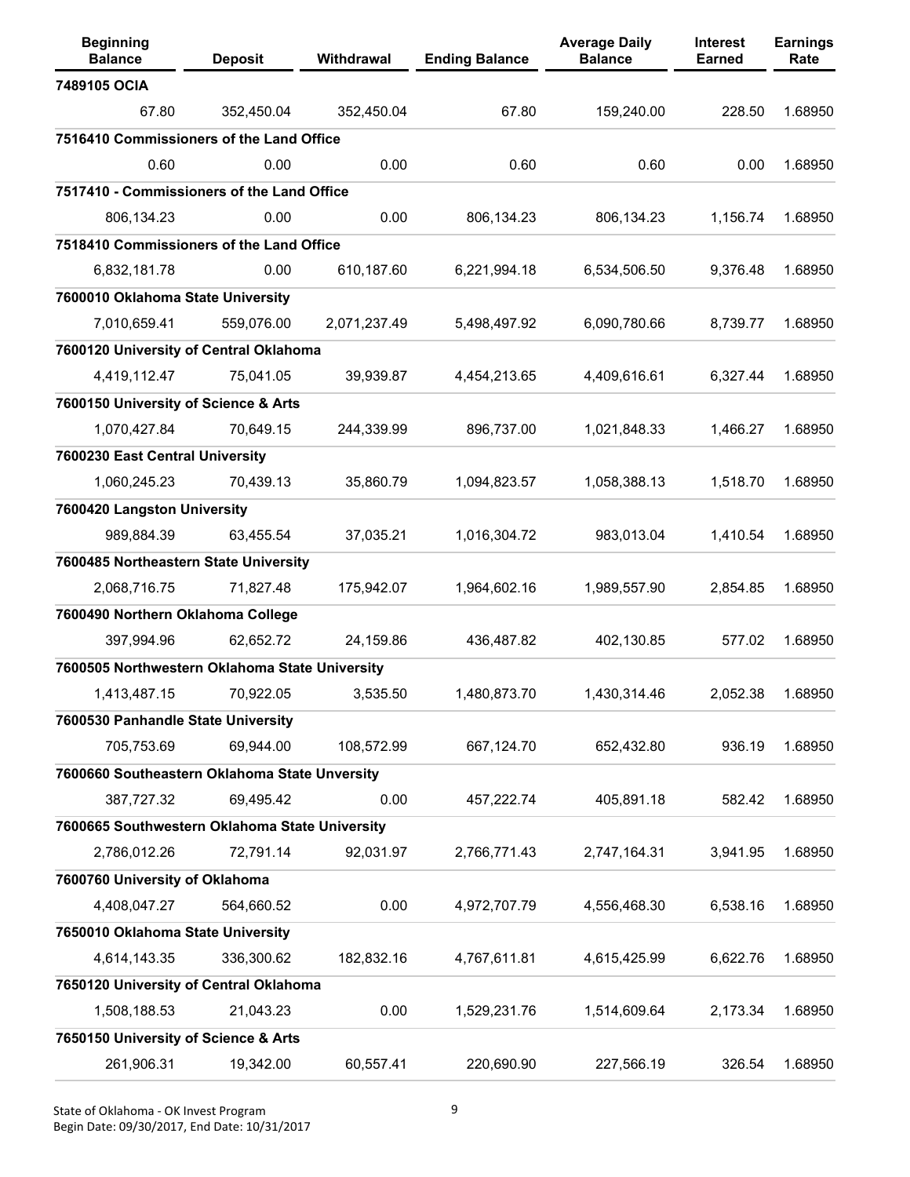| Beginning Balance | Deposit | Withdrawal | Ending Balance | Average Daily Balance | Interest Earned | Earnings Rate |
|---|---|---|---|---|---|---|
| **7489105 OCIA** | | | | | | |
| 67.80 | 352,450.04 | 352,450.04 | 67.80 | 159,240.00 | 228.50 | 1.68950 |
| **7516410 Commissioners of the Land Office** | | | | | | |
| 0.60 | 0.00 | 0.00 | 0.60 | 0.60 | 0.00 | 1.68950 |
| **7517410 - Commissioners of the Land Office** | | | | | | |
| 806,134.23 | 0.00 | 0.00 | 806,134.23 | 806,134.23 | 1,156.74 | 1.68950 |
| **7518410 Commissioners of the Land Office** | | | | | | |
| 6,832,181.78 | 0.00 | 610,187.60 | 6,221,994.18 | 6,534,506.50 | 9,376.48 | 1.68950 |
| **7600010 Oklahoma State University** | | | | | | |
| 7,010,659.41 | 559,076.00 | 2,071,237.49 | 5,498,497.92 | 6,090,780.66 | 8,739.77 | 1.68950 |
| **7600120 University of Central Oklahoma** | | | | | | |
| 4,419,112.47 | 75,041.05 | 39,939.87 | 4,454,213.65 | 4,409,616.61 | 6,327.44 | 1.68950 |
| **7600150 University of Science & Arts** | | | | | | |
| 1,070,427.84 | 70,649.15 | 244,339.99 | 896,737.00 | 1,021,848.33 | 1,466.27 | 1.68950 |
| **7600230 East Central University** | | | | | | |
| 1,060,245.23 | 70,439.13 | 35,860.79 | 1,094,823.57 | 1,058,388.13 | 1,518.70 | 1.68950 |
| **7600420 Langston University** | | | | | | |
| 989,884.39 | 63,455.54 | 37,035.21 | 1,016,304.72 | 983,013.04 | 1,410.54 | 1.68950 |
| **7600485 Northeastern State University** | | | | | | |
| 2,068,716.75 | 71,827.48 | 175,942.07 | 1,964,602.16 | 1,989,557.90 | 2,854.85 | 1.68950 |
| **7600490 Northern Oklahoma College** | | | | | | |
| 397,994.96 | 62,652.72 | 24,159.86 | 436,487.82 | 402,130.85 | 577.02 | 1.68950 |
| **7600505 Northwestern Oklahoma State University** | | | | | | |
| 1,413,487.15 | 70,922.05 | 3,535.50 | 1,480,873.70 | 1,430,314.46 | 2,052.38 | 1.68950 |
| **7600530 Panhandle State University** | | | | | | |
| 705,753.69 | 69,944.00 | 108,572.99 | 667,124.70 | 652,432.80 | 936.19 | 1.68950 |
| **7600660 Southeastern Oklahoma State Unversity** | | | | | | |
| 387,727.32 | 69,495.42 | 0.00 | 457,222.74 | 405,891.18 | 582.42 | 1.68950 |
| **7600665 Southwestern Oklahoma State University** | | | | | | |
| 2,786,012.26 | 72,791.14 | 92,031.97 | 2,766,771.43 | 2,747,164.31 | 3,941.95 | 1.68950 |
| **7600760 University of Oklahoma** | | | | | | |
| 4,408,047.27 | 564,660.52 | 0.00 | 4,972,707.79 | 4,556,468.30 | 6,538.16 | 1.68950 |
| **7650010 Oklahoma State University** | | | | | | |
| 4,614,143.35 | 336,300.62 | 182,832.16 | 4,767,611.81 | 4,615,425.99 | 6,622.76 | 1.68950 |
| **7650120 University of Central Oklahoma** | | | | | | |
| 1,508,188.53 | 21,043.23 | 0.00 | 1,529,231.76 | 1,514,609.64 | 2,173.34 | 1.68950 |
| **7650150 University of Science & Arts** | | | | | | |
| 261,906.31 | 19,342.00 | 60,557.41 | 220,690.90 | 227,566.19 | 326.54 | 1.68950 |

State of Oklahoma - OK Invest Program
Begin Date: 09/30/2017, End Date: 10/31/2017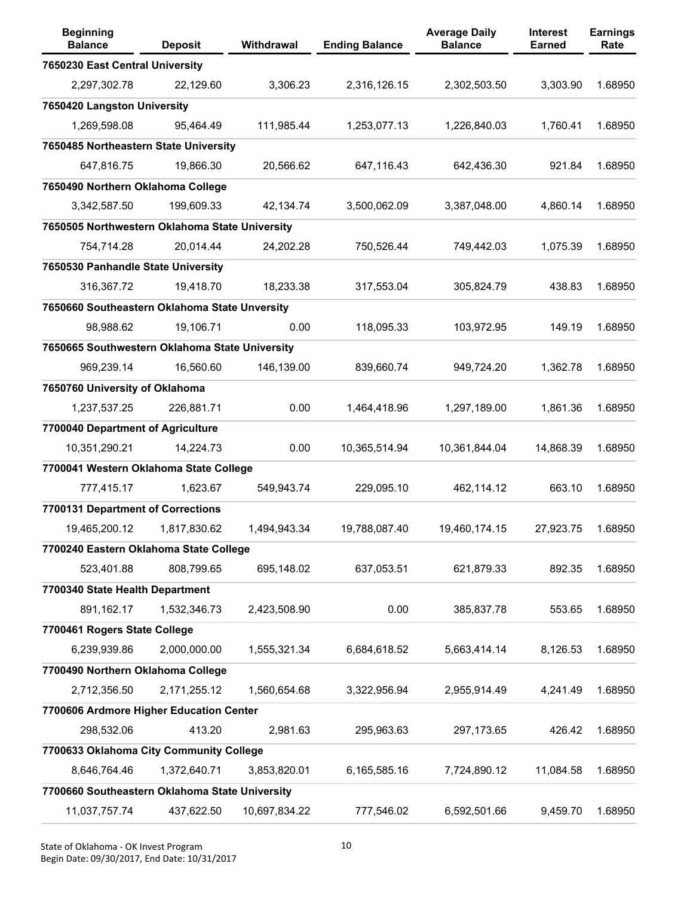| Beginning Balance | Deposit | Withdrawal | Ending Balance | Average Daily Balance | Interest Earned | Earnings Rate |
|---|---|---|---|---|---|---|
| **7650230 East Central University** | | | | | | |
| 2,297,302.78 | 22,129.60 | 3,306.23 | 2,316,126.15 | 2,302,503.50 | 3,303.90 | 1.68950 |
| **7650420 Langston University** | | | | | | |
| 1,269,598.08 | 95,464.49 | 111,985.44 | 1,253,077.13 | 1,226,840.03 | 1,760.41 | 1.68950 |
| **7650485 Northeastern State University** | | | | | | |
| 647,816.75 | 19,866.30 | 20,566.62 | 647,116.43 | 642,436.30 | 921.84 | 1.68950 |
| **7650490 Northern Oklahoma College** | | | | | | |
| 3,342,587.50 | 199,609.33 | 42,134.74 | 3,500,062.09 | 3,387,048.00 | 4,860.14 | 1.68950 |
| **7650505 Northwestern Oklahoma State University** | | | | | | |
| 754,714.28 | 20,014.44 | 24,202.28 | 750,526.44 | 749,442.03 | 1,075.39 | 1.68950 |
| **7650530 Panhandle State University** | | | | | | |
| 316,367.72 | 19,418.70 | 18,233.38 | 317,553.04 | 305,824.79 | 438.83 | 1.68950 |
| **7650660 Southeastern Oklahoma State Unversity** | | | | | | |
| 98,988.62 | 19,106.71 | 0.00 | 118,095.33 | 103,972.95 | 149.19 | 1.68950 |
| **7650665 Southwestern Oklahoma State University** | | | | | | |
| 969,239.14 | 16,560.60 | 146,139.00 | 839,660.74 | 949,724.20 | 1,362.78 | 1.68950 |
| **7650760 University of Oklahoma** | | | | | | |
| 1,237,537.25 | 226,881.71 | 0.00 | 1,464,418.96 | 1,297,189.00 | 1,861.36 | 1.68950 |
| **7700040 Department of Agriculture** | | | | | | |
| 10,351,290.21 | 14,224.73 | 0.00 | 10,365,514.94 | 10,361,844.04 | 14,868.39 | 1.68950 |
| **7700041 Western Oklahoma State College** | | | | | | |
| 777,415.17 | 1,623.67 | 549,943.74 | 229,095.10 | 462,114.12 | 663.10 | 1.68950 |
| **7700131 Department of Corrections** | | | | | | |
| 19,465,200.12 | 1,817,830.62 | 1,494,943.34 | 19,788,087.40 | 19,460,174.15 | 27,923.75 | 1.68950 |
| **7700240 Eastern Oklahoma State College** | | | | | | |
| 523,401.88 | 808,799.65 | 695,148.02 | 637,053.51 | 621,879.33 | 892.35 | 1.68950 |
| **7700340 State Health Department** | | | | | | |
| 891,162.17 | 1,532,346.73 | 2,423,508.90 | 0.00 | 385,837.78 | 553.65 | 1.68950 |
| **7700461 Rogers State College** | | | | | | |
| 6,239,939.86 | 2,000,000.00 | 1,555,321.34 | 6,684,618.52 | 5,663,414.14 | 8,126.53 | 1.68950 |
| **7700490 Northern Oklahoma College** | | | | | | |
| 2,712,356.50 | 2,171,255.12 | 1,560,654.68 | 3,322,956.94 | 2,955,914.49 | 4,241.49 | 1.68950 |
| **7700606 Ardmore Higher Education Center** | | | | | | |
| 298,532.06 | 413.20 | 2,981.63 | 295,963.63 | 297,173.65 | 426.42 | 1.68950 |
| **7700633 Oklahoma City Community College** | | | | | | |
| 8,646,764.46 | 1,372,640.71 | 3,853,820.01 | 6,165,585.16 | 7,724,890.12 | 11,084.58 | 1.68950 |
| **7700660 Southeastern Oklahoma State University** | | | | | | |
| 11,037,757.74 | 437,622.50 | 10,697,834.22 | 777,546.02 | 6,592,501.66 | 9,459.70 | 1.68950 |

State of Oklahoma - OK Invest Program
Begin Date: 09/30/2017, End Date: 10/31/2017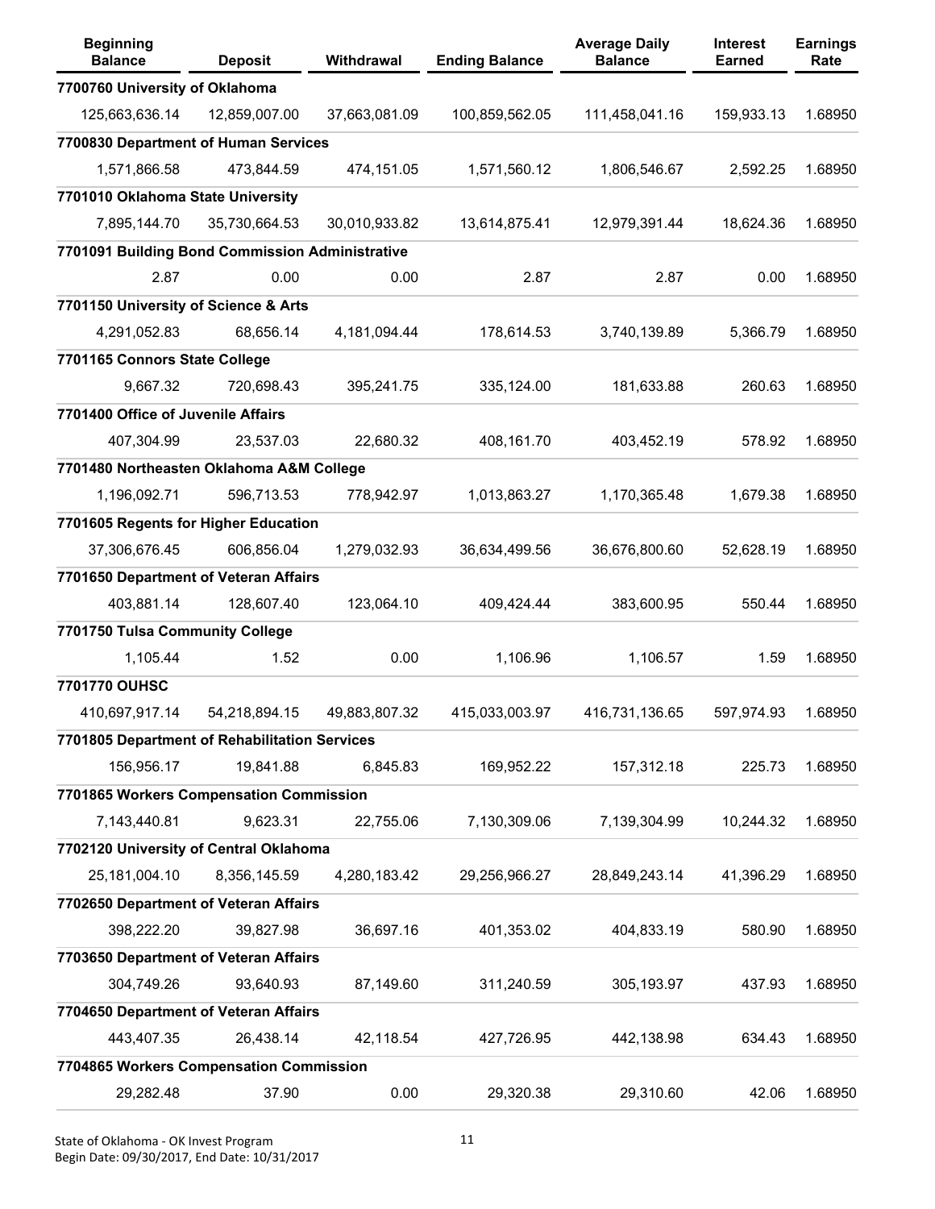| Beginning Balance | Deposit | Withdrawal | Ending Balance | Average Daily Balance | Interest Earned | Earnings Rate |
|---|---|---|---|---|---|---|
| **7700760 University of Oklahoma** | | | | | | |
| 125,663,636.14 | 12,859,007.00 | 37,663,081.09 | 100,859,562.05 | 111,458,041.16 | 159,933.13 | 1.68950 |
| **7700830 Department of Human Services** | | | | | | |
| 1,571,866.58 | 473,844.59 | 474,151.05 | 1,571,560.12 | 1,806,546.67 | 2,592.25 | 1.68950 |
| **7701010 Oklahoma State University** | | | | | | |
| 7,895,144.70 | 35,730,664.53 | 30,010,933.82 | 13,614,875.41 | 12,979,391.44 | 18,624.36 | 1.68950 |
| **7701091 Building Bond Commission Administrative** | | | | | | |
| 2.87 | 0.00 | 0.00 | 2.87 | 2.87 | 0.00 | 1.68950 |
| **7701150 University of Science & Arts** | | | | | | |
| 4,291,052.83 | 68,656.14 | 4,181,094.44 | 178,614.53 | 3,740,139.89 | 5,366.79 | 1.68950 |
| **7701165 Connors State College** | | | | | | |
| 9,667.32 | 720,698.43 | 395,241.75 | 335,124.00 | 181,633.88 | 260.63 | 1.68950 |
| **7701400 Office of Juvenile Affairs** | | | | | | |
| 407,304.99 | 23,537.03 | 22,680.32 | 408,161.70 | 403,452.19 | 578.92 | 1.68950 |
| **7701480 Northeasten Oklahoma A&M College** | | | | | | |
| 1,196,092.71 | 596,713.53 | 778,942.97 | 1,013,863.27 | 1,170,365.48 | 1,679.38 | 1.68950 |
| **7701605 Regents for Higher Education** | | | | | | |
| 37,306,676.45 | 606,856.04 | 1,279,032.93 | 36,634,499.56 | 36,676,800.60 | 52,628.19 | 1.68950 |
| **7701650 Department of Veteran Affairs** | | | | | | |
| 403,881.14 | 128,607.40 | 123,064.10 | 409,424.44 | 383,600.95 | 550.44 | 1.68950 |
| **7701750 Tulsa Community College** | | | | | | |
| 1,105.44 | 1.52 | 0.00 | 1,106.96 | 1,106.57 | 1.59 | 1.68950 |
| **7701770 OUHSC** | | | | | | |
| 410,697,917.14 | 54,218,894.15 | 49,883,807.32 | 415,033,003.97 | 416,731,136.65 | 597,974.93 | 1.68950 |
| **7701805 Department of Rehabilitation Services** | | | | | | |
| 156,956.17 | 19,841.88 | 6,845.83 | 169,952.22 | 157,312.18 | 225.73 | 1.68950 |
| **7701865 Workers Compensation Commission** | | | | | | |
| 7,143,440.81 | 9,623.31 | 22,755.06 | 7,130,309.06 | 7,139,304.99 | 10,244.32 | 1.68950 |
| **7702120 University of Central Oklahoma** | | | | | | |
| 25,181,004.10 | 8,356,145.59 | 4,280,183.42 | 29,256,966.27 | 28,849,243.14 | 41,396.29 | 1.68950 |
| **7702650 Department of Veteran Affairs** | | | | | | |
| 398,222.20 | 39,827.98 | 36,697.16 | 401,353.02 | 404,833.19 | 580.90 | 1.68950 |
| **7703650 Department of Veteran Affairs** | | | | | | |
| 304,749.26 | 93,640.93 | 87,149.60 | 311,240.59 | 305,193.97 | 437.93 | 1.68950 |
| **7704650 Department of Veteran Affairs** | | | | | | |
| 443,407.35 | 26,438.14 | 42,118.54 | 427,726.95 | 442,138.98 | 634.43 | 1.68950 |
| **7704865 Workers Compensation Commission** | | | | | | |
| 29,282.48 | 37.90 | 0.00 | 29,320.38 | 29,310.60 | 42.06 | 1.68950 |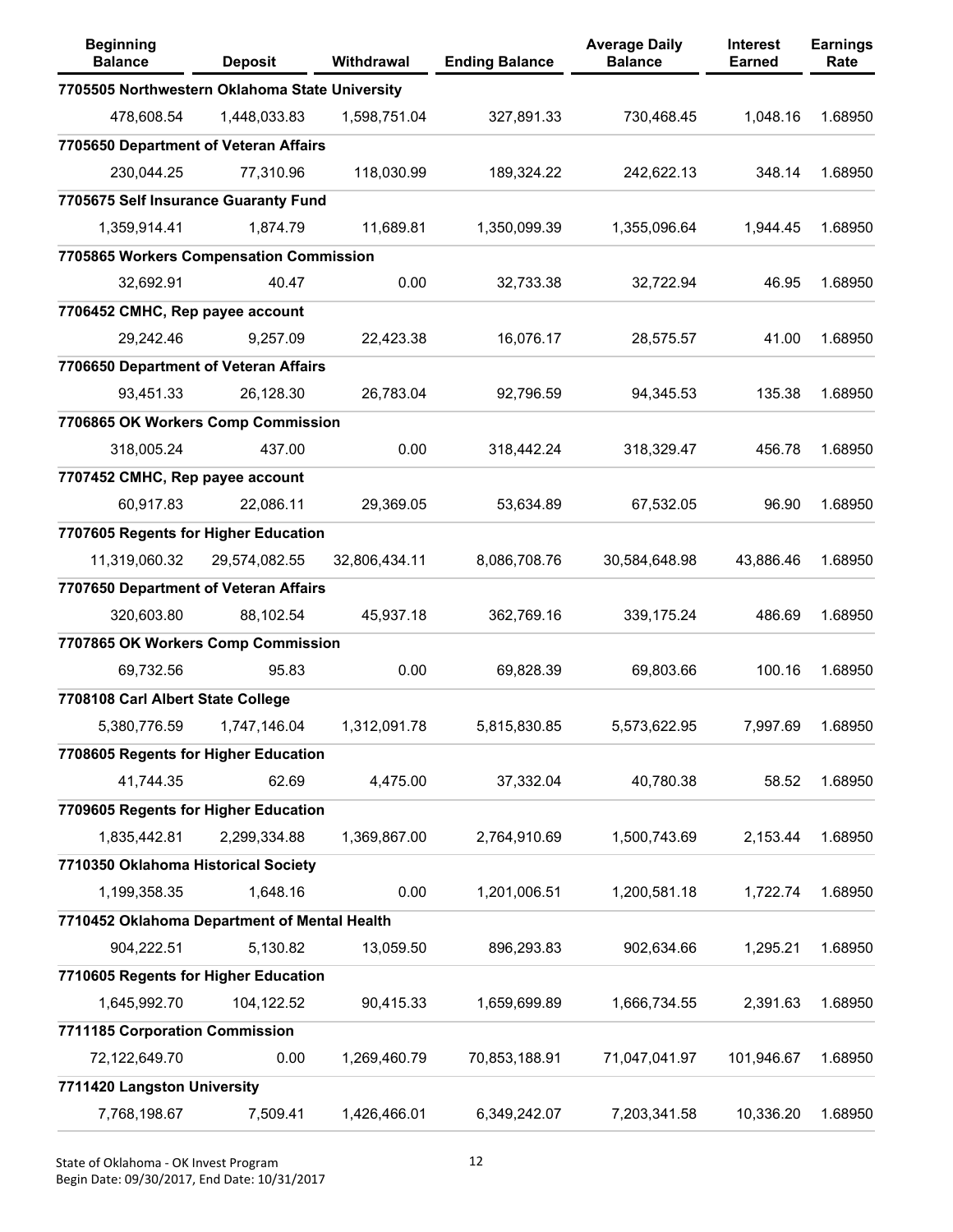| Beginning Balance | Deposit | Withdrawal | Ending Balance | Average Daily Balance | Interest Earned | Earnings Rate |
|---|---|---|---|---|---|---|
| **7705505 Northwestern Oklahoma State University** | | | | | | |
| 478,608.54 | 1,448,033.83 | 1,598,751.04 | 327,891.33 | 730,468.45 | 1,048.16 | 1.68950 |
| **7705650 Department of Veteran Affairs** | | | | | | |
| 230,044.25 | 77,310.96 | 118,030.99 | 189,324.22 | 242,622.13 | 348.14 | 1.68950 |
| **7705675 Self Insurance Guaranty Fund** | | | | | | |
| 1,359,914.41 | 1,874.79 | 11,689.81 | 1,350,099.39 | 1,355,096.64 | 1,944.45 | 1.68950 |
| **7705865 Workers Compensation Commission** | | | | | | |
| 32,692.91 | 40.47 | 0.00 | 32,733.38 | 32,722.94 | 46.95 | 1.68950 |
| **7706452 CMHC, Rep payee account** | | | | | | |
| 29,242.46 | 9,257.09 | 22,423.38 | 16,076.17 | 28,575.57 | 41.00 | 1.68950 |
| **7706650 Department of Veteran Affairs** | | | | | | |
| 93,451.33 | 26,128.30 | 26,783.04 | 92,796.59 | 94,345.53 | 135.38 | 1.68950 |
| **7706865 OK Workers Comp Commission** | | | | | | |
| 318,005.24 | 437.00 | 0.00 | 318,442.24 | 318,329.47 | 456.78 | 1.68950 |
| **7707452 CMHC, Rep payee account** | | | | | | |
| 60,917.83 | 22,086.11 | 29,369.05 | 53,634.89 | 67,532.05 | 96.90 | 1.68950 |
| **7707605 Regents for Higher Education** | | | | | | |
| 11,319,060.32 | 29,574,082.55 | 32,806,434.11 | 8,086,708.76 | 30,584,648.98 | 43,886.46 | 1.68950 |
| **7707650 Department of Veteran Affairs** | | | | | | |
| 320,603.80 | 88,102.54 | 45,937.18 | 362,769.16 | 339,175.24 | 486.69 | 1.68950 |
| **7707865 OK Workers Comp Commission** | | | | | | |
| 69,732.56 | 95.83 | 0.00 | 69,828.39 | 69,803.66 | 100.16 | 1.68950 |
| **7708108 Carl Albert State College** | | | | | | |
| 5,380,776.59 | 1,747,146.04 | 1,312,091.78 | 5,815,830.85 | 5,573,622.95 | 7,997.69 | 1.68950 |
| **7708605 Regents for Higher Education** | | | | | | |
| 41,744.35 | 62.69 | 4,475.00 | 37,332.04 | 40,780.38 | 58.52 | 1.68950 |
| **7709605 Regents for Higher Education** | | | | | | |
| 1,835,442.81 | 2,299,334.88 | 1,369,867.00 | 2,764,910.69 | 1,500,743.69 | 2,153.44 | 1.68950 |
| **7710350 Oklahoma Historical Society** | | | | | | |
| 1,199,358.35 | 1,648.16 | 0.00 | 1,201,006.51 | 1,200,581.18 | 1,722.74 | 1.68950 |
| **7710452 Oklahoma Department of Mental Health** | | | | | | |
| 904,222.51 | 5,130.82 | 13,059.50 | 896,293.83 | 902,634.66 | 1,295.21 | 1.68950 |
| **7710605 Regents for Higher Education** | | | | | | |
| 1,645,992.70 | 104,122.52 | 90,415.33 | 1,659,699.89 | 1,666,734.55 | 2,391.63 | 1.68950 |
| **7711185 Corporation Commission** | | | | | | |
| 72,122,649.70 | 0.00 | 1,269,460.79 | 70,853,188.91 | 71,047,041.97 | 101,946.67 | 1.68950 |
| **7711420 Langston University** | | | | | | |
| 7,768,198.67 | 7,509.41 | 1,426,466.01 | 6,349,242.07 | 7,203,341.58 | 10,336.20 | 1.68950 |

State of Oklahoma - OK Invest Program
Begin Date: 09/30/2017, End Date: 10/31/2017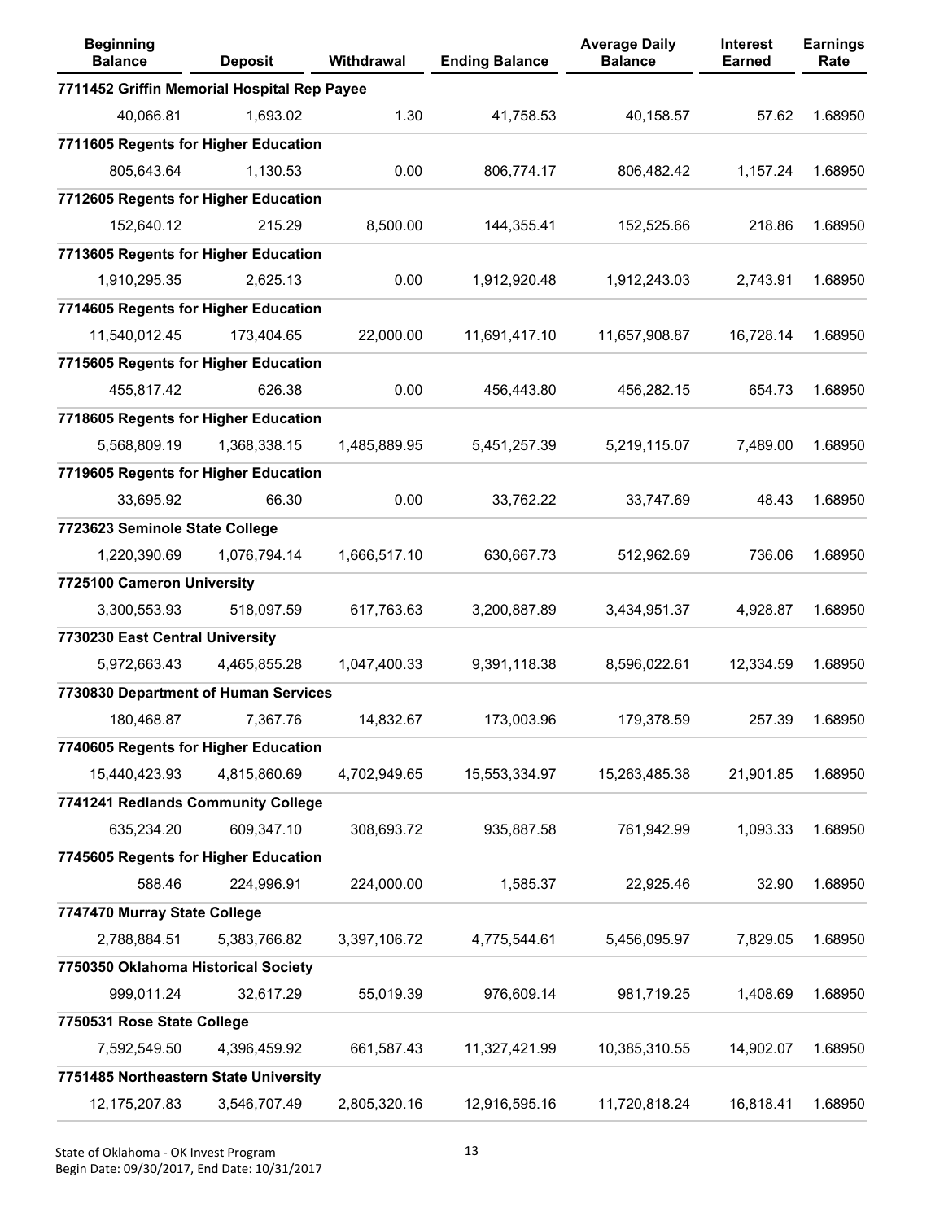| Beginning Balance | Deposit | Withdrawal | Ending Balance | Average Daily Balance | Interest Earned | Earnings Rate |
|---|---|---|---|---|---|---|
| **7711452 Griffin Memorial Hospital Rep Payee** | | | | | | |
| 40,066.81 | 1,693.02 | 1.30 | 41,758.53 | 40,158.57 | 57.62 | 1.68950 |
| **7711605 Regents for Higher Education** | | | | | | |
| 805,643.64 | 1,130.53 | 0.00 | 806,774.17 | 806,482.42 | 1,157.24 | 1.68950 |
| **7712605 Regents for Higher Education** | | | | | | |
| 152,640.12 | 215.29 | 8,500.00 | 144,355.41 | 152,525.66 | 218.86 | 1.68950 |
| **7713605 Regents for Higher Education** | | | | | | |
| 1,910,295.35 | 2,625.13 | 0.00 | 1,912,920.48 | 1,912,243.03 | 2,743.91 | 1.68950 |
| **7714605 Regents for Higher Education** | | | | | | |
| 11,540,012.45 | 173,404.65 | 22,000.00 | 11,691,417.10 | 11,657,908.87 | 16,728.14 | 1.68950 |
| **7715605 Regents for Higher Education** | | | | | | |
| 455,817.42 | 626.38 | 0.00 | 456,443.80 | 456,282.15 | 654.73 | 1.68950 |
| **7718605 Regents for Higher Education** | | | | | | |
| 5,568,809.19 | 1,368,338.15 | 1,485,889.95 | 5,451,257.39 | 5,219,115.07 | 7,489.00 | 1.68950 |
| **7719605 Regents for Higher Education** | | | | | | |
| 33,695.92 | 66.30 | 0.00 | 33,762.22 | 33,747.69 | 48.43 | 1.68950 |
| **7723623 Seminole State College** | | | | | | |
| 1,220,390.69 | 1,076,794.14 | 1,666,517.10 | 630,667.73 | 512,962.69 | 736.06 | 1.68950 |
| **7725100 Cameron University** | | | | | | |
| 3,300,553.93 | 518,097.59 | 617,763.63 | 3,200,887.89 | 3,434,951.37 | 4,928.87 | 1.68950 |
| **7730230 East Central University** | | | | | | |
| 5,972,663.43 | 4,465,855.28 | 1,047,400.33 | 9,391,118.38 | 8,596,022.61 | 12,334.59 | 1.68950 |
| **7730830 Department of Human Services** | | | | | | |
| 180,468.87 | 7,367.76 | 14,832.67 | 173,003.96 | 179,378.59 | 257.39 | 1.68950 |
| **7740605 Regents for Higher Education** | | | | | | |
| 15,440,423.93 | 4,815,860.69 | 4,702,949.65 | 15,553,334.97 | 15,263,485.38 | 21,901.85 | 1.68950 |
| **7741241 Redlands Community College** | | | | | | |
| 635,234.20 | 609,347.10 | 308,693.72 | 935,887.58 | 761,942.99 | 1,093.33 | 1.68950 |
| **7745605 Regents for Higher Education** | | | | | | |
| 588.46 | 224,996.91 | 224,000.00 | 1,585.37 | 22,925.46 | 32.90 | 1.68950 |
| **7747470 Murray State College** | | | | | | |
| 2,788,884.51 | 5,383,766.82 | 3,397,106.72 | 4,775,544.61 | 5,456,095.97 | 7,829.05 | 1.68950 |
| **7750350 Oklahoma Historical Society** | | | | | | |
| 999,011.24 | 32,617.29 | 55,019.39 | 976,609.14 | 981,719.25 | 1,408.69 | 1.68950 |
| **7750531 Rose State College** | | | | | | |
| 7,592,549.50 | 4,396,459.92 | 661,587.43 | 11,327,421.99 | 10,385,310.55 | 14,902.07 | 1.68950 |
| **7751485 Northeastern State University** | | | | | | |
| 12,175,207.83 | 3,546,707.49 | 2,805,320.16 | 12,916,595.16 | 11,720,818.24 | 16,818.41 | 1.68950 |

State of Oklahoma - OK Invest Program
Begin Date: 09/30/2017, End Date: 10/31/2017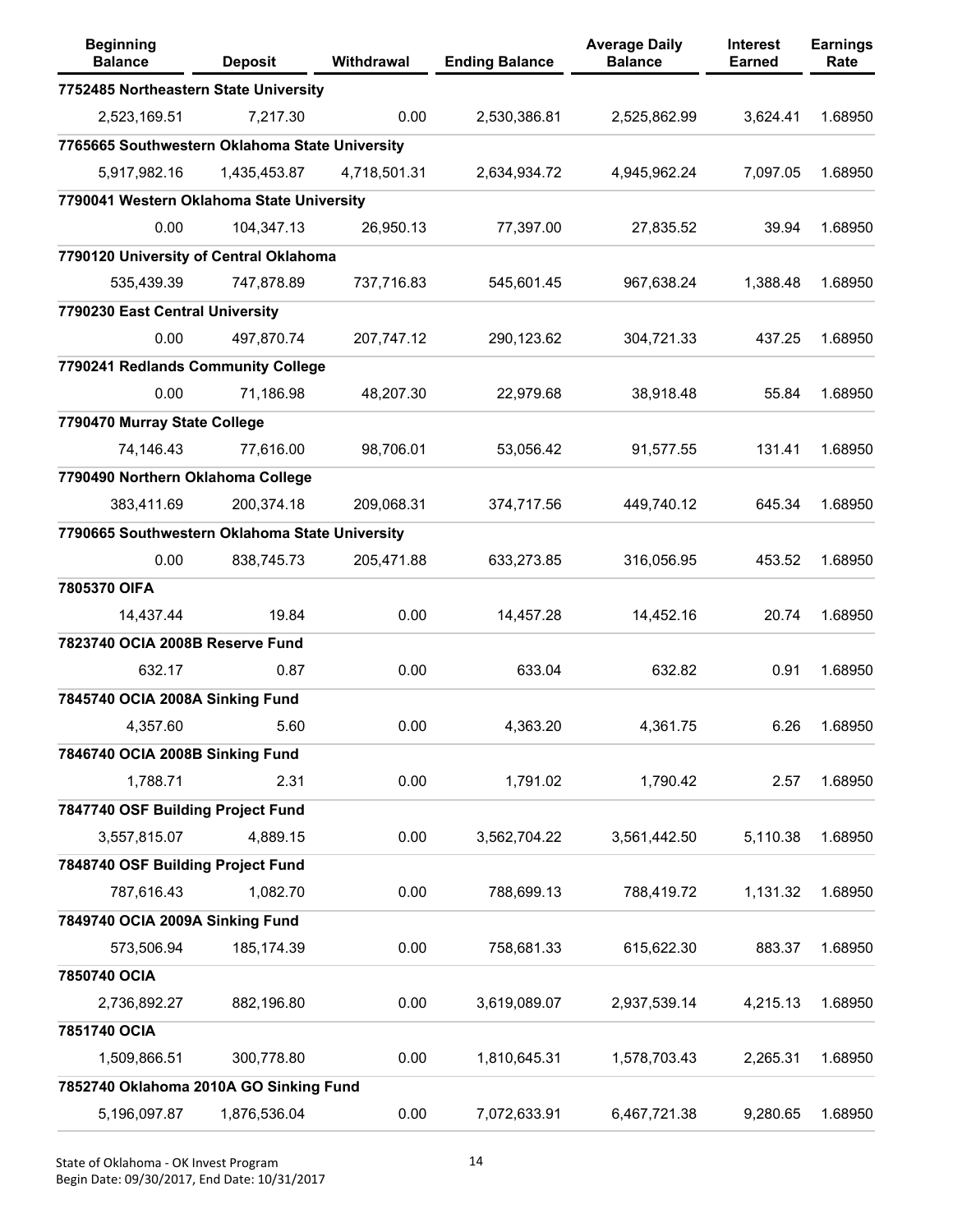| Beginning Balance | Deposit | Withdrawal | Ending Balance | Average Daily Balance | Interest Earned | Earnings Rate |
|---|---|---|---|---|---|---|
| **7752485 Northeastern State University** | | | | | | |
| 2,523,169.51 | 7,217.30 | 0.00 | 2,530,386.81 | 2,525,862.99 | 3,624.41 | 1.68950 |
| **7765665 Southwestern Oklahoma State University** | | | | | | |
| 5,917,982.16 | 1,435,453.87 | 4,718,501.31 | 2,634,934.72 | 4,945,962.24 | 7,097.05 | 1.68950 |
| **7790041 Western Oklahoma State University** | | | | | | |
| 0.00 | 104,347.13 | 26,950.13 | 77,397.00 | 27,835.52 | 39.94 | 1.68950 |
| **7790120 University of Central Oklahoma** | | | | | | |
| 535,439.39 | 747,878.89 | 737,716.83 | 545,601.45 | 967,638.24 | 1,388.48 | 1.68950 |
| **7790230 East Central University** | | | | | | |
| 0.00 | 497,870.74 | 207,747.12 | 290,123.62 | 304,721.33 | 437.25 | 1.68950 |
| **7790241 Redlands Community College** | | | | | | |
| 0.00 | 71,186.98 | 48,207.30 | 22,979.68 | 38,918.48 | 55.84 | 1.68950 |
| **7790470 Murray State College** | | | | | | |
| 74,146.43 | 77,616.00 | 98,706.01 | 53,056.42 | 91,577.55 | 131.41 | 1.68950 |
| **7790490 Northern Oklahoma College** | | | | | | |
| 383,411.69 | 200,374.18 | 209,068.31 | 374,717.56 | 449,740.12 | 645.34 | 1.68950 |
| **7790665 Southwestern Oklahoma State University** | | | | | | |
| 0.00 | 838,745.73 | 205,471.88 | 633,273.85 | 316,056.95 | 453.52 | 1.68950 |
| **7805370 OIFA** | | | | | | |
| 14,437.44 | 19.84 | 0.00 | 14,457.28 | 14,452.16 | 20.74 | 1.68950 |
| **7823740 OCIA 2008B Reserve Fund** | | | | | | |
| 632.17 | 0.87 | 0.00 | 633.04 | 632.82 | 0.91 | 1.68950 |
| **7845740 OCIA 2008A Sinking Fund** | | | | | | |
| 4,357.60 | 5.60 | 0.00 | 4,363.20 | 4,361.75 | 6.26 | 1.68950 |
| **7846740 OCIA 2008B Sinking Fund** | | | | | | |
| 1,788.71 | 2.31 | 0.00 | 1,791.02 | 1,790.42 | 2.57 | 1.68950 |
| **7847740 OSF Building Project Fund** | | | | | | |
| 3,557,815.07 | 4,889.15 | 0.00 | 3,562,704.22 | 3,561,442.50 | 5,110.38 | 1.68950 |
| **7848740 OSF Building Project Fund** | | | | | | |
| 787,616.43 | 1,082.70 | 0.00 | 788,699.13 | 788,419.72 | 1,131.32 | 1.68950 |
| **7849740 OCIA 2009A Sinking Fund** | | | | | | |
| 573,506.94 | 185,174.39 | 0.00 | 758,681.33 | 615,622.30 | 883.37 | 1.68950 |
| **7850740 OCIA** | | | | | | |
| 2,736,892.27 | 882,196.80 | 0.00 | 3,619,089.07 | 2,937,539.14 | 4,215.13 | 1.68950 |
| **7851740 OCIA** | | | | | | |
| 1,509,866.51 | 300,778.80 | 0.00 | 1,810,645.31 | 1,578,703.43 | 2,265.31 | 1.68950 |
| **7852740 Oklahoma 2010A GO Sinking Fund** | | | | | | |
| 5,196,097.87 | 1,876,536.04 | 0.00 | 7,072,633.91 | 6,467,721.38 | 9,280.65 | 1.68950 |

State of Oklahoma - OK Invest Program
Begin Date: 09/30/2017, End Date: 10/31/2017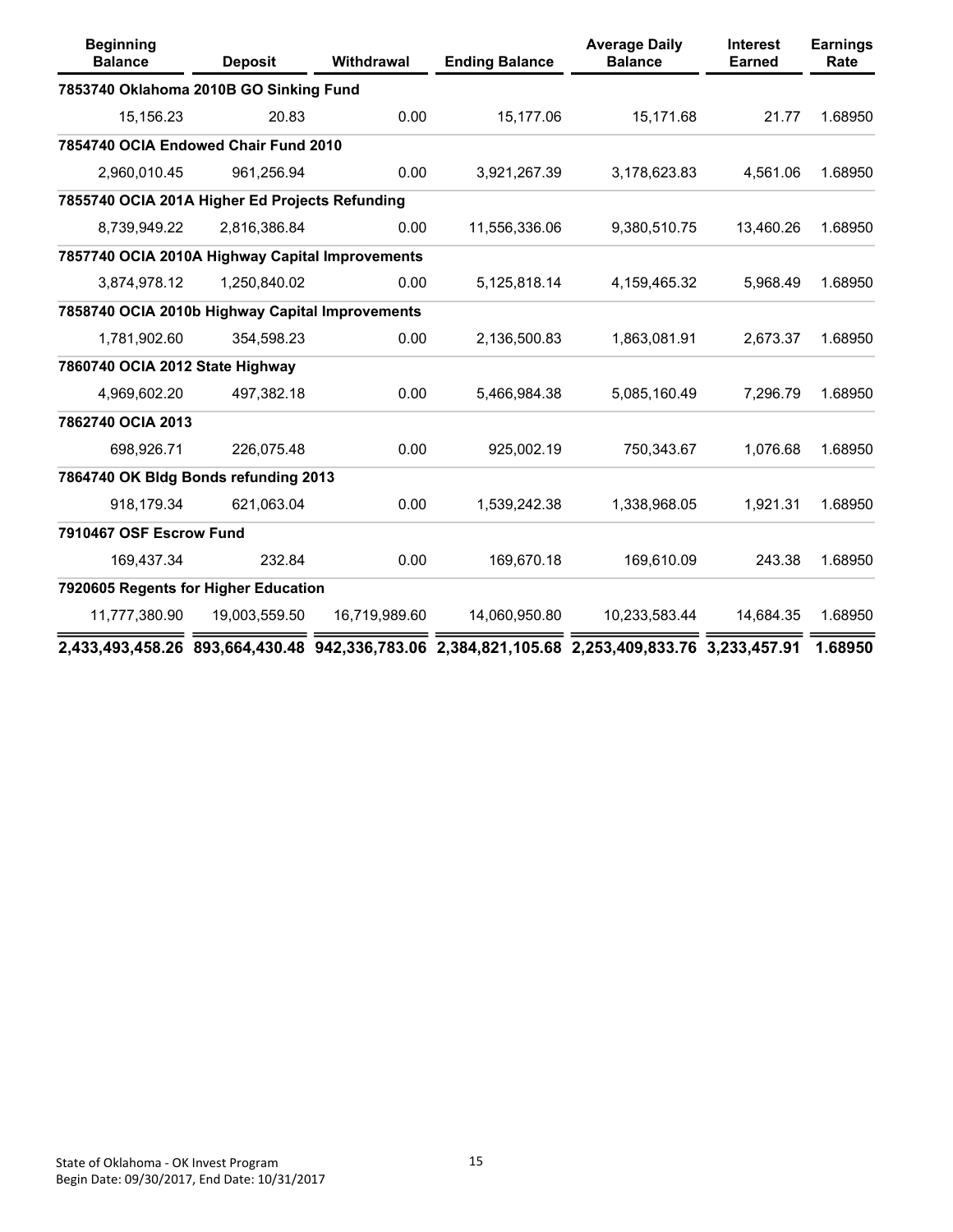| Beginning Balance | Deposit | Withdrawal | Ending Balance | Average Daily Balance | Interest Earned | Earnings Rate |
|---|---|---|---|---|---|---|
| **7853740 Oklahoma 2010B GO Sinking Fund** | | | | | | |
| 15,156.23 | 20.83 | 0.00 | 15,177.06 | 15,171.68 | 21.77 | 1.68950 |
| **7854740 OCIA Endowed Chair Fund 2010** | | | | | | |
| 2,960,010.45 | 961,256.94 | 0.00 | 3,921,267.39 | 3,178,623.83 | 4,561.06 | 1.68950 |
| **7855740 OCIA 201A Higher Ed Projects Refunding** | | | | | | |
| 8,739,949.22 | 2,816,386.84 | 0.00 | 11,556,336.06 | 9,380,510.75 | 13,460.26 | 1.68950 |
| **7857740 OCIA 2010A Highway Capital Improvements** | | | | | | |
| 3,874,978.12 | 1,250,840.02 | 0.00 | 5,125,818.14 | 4,159,465.32 | 5,968.49 | 1.68950 |
| **7858740 OCIA 2010b Highway Capital Improvements** | | | | | | |
| 1,781,902.60 | 354,598.23 | 0.00 | 2,136,500.83 | 1,863,081.91 | 2,673.37 | 1.68950 |
| **7860740 OCIA 2012 State Highway** | | | | | | |
| 4,969,602.20 | 497,382.18 | 0.00 | 5,466,984.38 | 5,085,160.49 | 7,296.79 | 1.68950 |
| **7862740 OCIA 2013** | | | | | | |
| 698,926.71 | 226,075.48 | 0.00 | 925,002.19 | 750,343.67 | 1,076.68 | 1.68950 |
| **7864740 OK Bldg Bonds refunding 2013** | | | | | | |
| 918,179.34 | 621,063.04 | 0.00 | 1,539,242.38 | 1,338,968.05 | 1,921.31 | 1.68950 |
| **7910467 OSF Escrow Fund** | | | | | | |
| 169,437.34 | 232.84 | 0.00 | 169,670.18 | 169,610.09 | 243.38 | 1.68950 |
| **7920605 Regents for Higher Education** | | | | | | |
| 11,777,380.90 | 19,003,559.50 | 16,719,989.60 | 14,060,950.80 | 10,233,583.44 | 14,684.35 | 1.68950 |
| **2,433,493,458.26** | **893,664,430.48** | **942,336,783.06** | **2,384,821,105.68** | **2,253,409,833.76** | **3,233,457.91** | **1.68950** |

State of Oklahoma - OK Invest Program
Begin Date: 09/30/2017, End Date: 10/31/2017